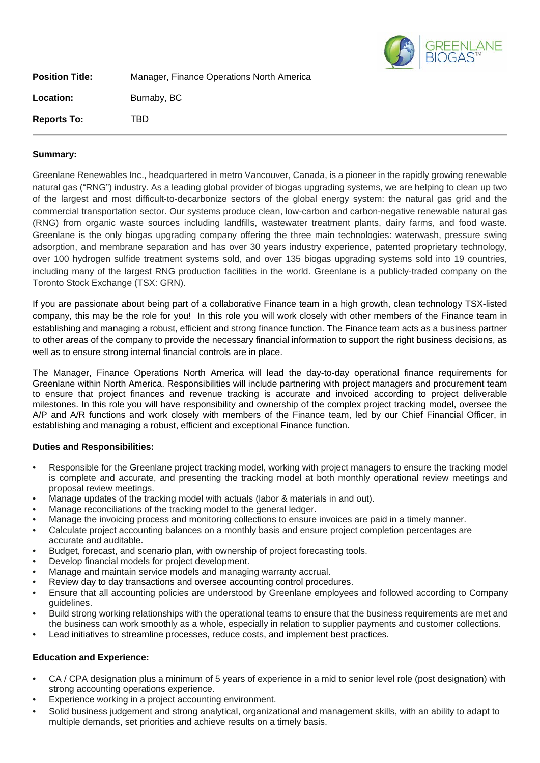**Position Title:** Manager, Finance Operations North America

**Location:** Burnaby, BC

**Reports To:** TBD

---

**Summary:**

Greenlane Renewables Inc., headquartered in metro Vancouver, Canada, is a pioneer in the rapidly growing renewable natural gas ("RNG") industry. As a leading global provider of biogas upgrading systems, we are helping to clean up two of the largest and most difficult-to-decarbonize sectors of the global energy system: the natural gas grid and the commercial transportation sector. Our systems produce clean, low-carbon and carbon-negative renewable natural gas (RNG) from organic waste sources including landfills, wastewater treatment plants, dairy farms, and food waste. Greenlane is the only biogas upgrading company offering the three main technologies: waterwash, pressure swing adsorption, and membrane separation and has over 30 years industry experience, patented proprietary technology, over 100 hydrogen sulfide treatment systems sold, and over 135 biogas upgrading systems sold into 19 countries, including many of the largest RNG production facilities in the world. Greenlane is a publicly-traded company on the Toronto Stock Exchange (TSX: GRN).

If you are passionate about being part of a collaborative Finance team in a high growth, clean technology TSX-listed company, this may be the role for you! In this role you will work closely with other members of the Finance team in establishing and managing a robust, efficient and strong finance function. The Finance team acts as a business partner to other areas of the company to provide the necessary financial information to support the right business decisions, as well as to ensure strong internal financial controls are in place.

The Manager, Finance Operations North America will lead the day-to-day operational finance requirements for Greenlane within North America. Responsibilities will include partnering with project managers and procurement team to ensure that project finances and revenue tracking is accurate and invoiced according to project deliverable milestones. In this role you will have responsibility and ownership of the complex project tracking model, oversee the A/P and A/R functions and work closely with members of the Finance team, led by our Chief Financial Officer, in establishing and managing a robust, efficient and exceptional Finance function.

**Duties and Responsibilities:**

- Responsible for the Greenlane project tracking model, working with project managers to ensure the tracking model is complete and accurate, and presenting the tracking model at both monthly operational review meetings and proposal review meetings.
- Manage updates of the tracking model with actuals (labor & materials in and out).
- Manage reconciliations of the tracking model to the general ledger.
- Manage the invoicing process and monitoring collections to ensure invoices are paid in a timely manner.
- Calculate project accounting balances on a monthly basis and ensure project completion percentages are accurate and auditable.
- Budget, forecast, and scenario plan, with ownership of project forecasting tools.
- Develop financial models for project development.
- Manage and maintain service models and managing warranty accrual.
- Review day to day transactions and oversee accounting control procedures.
- Ensure that all accounting policies are understood by Greenlane employees and followed according to Company guidelines.
- Build strong working relationships with the operational teams to ensure that the business requirements are met and the business can work smoothly as a whole, especially in relation to supplier payments and customer collections.
- Lead initiatives to streamline processes, reduce costs, and implement best practices.

**Education and Experience:**

- CA / CPA designation plus a minimum of 5 years of experience in a mid to senior level role (post designation) with strong accounting operations experience.
- Experience working in a project accounting environment.
- Solid business judgement and strong analytical, organizational and management skills, with an ability to adapt to multiple demands, set priorities and achieve results on a timely basis.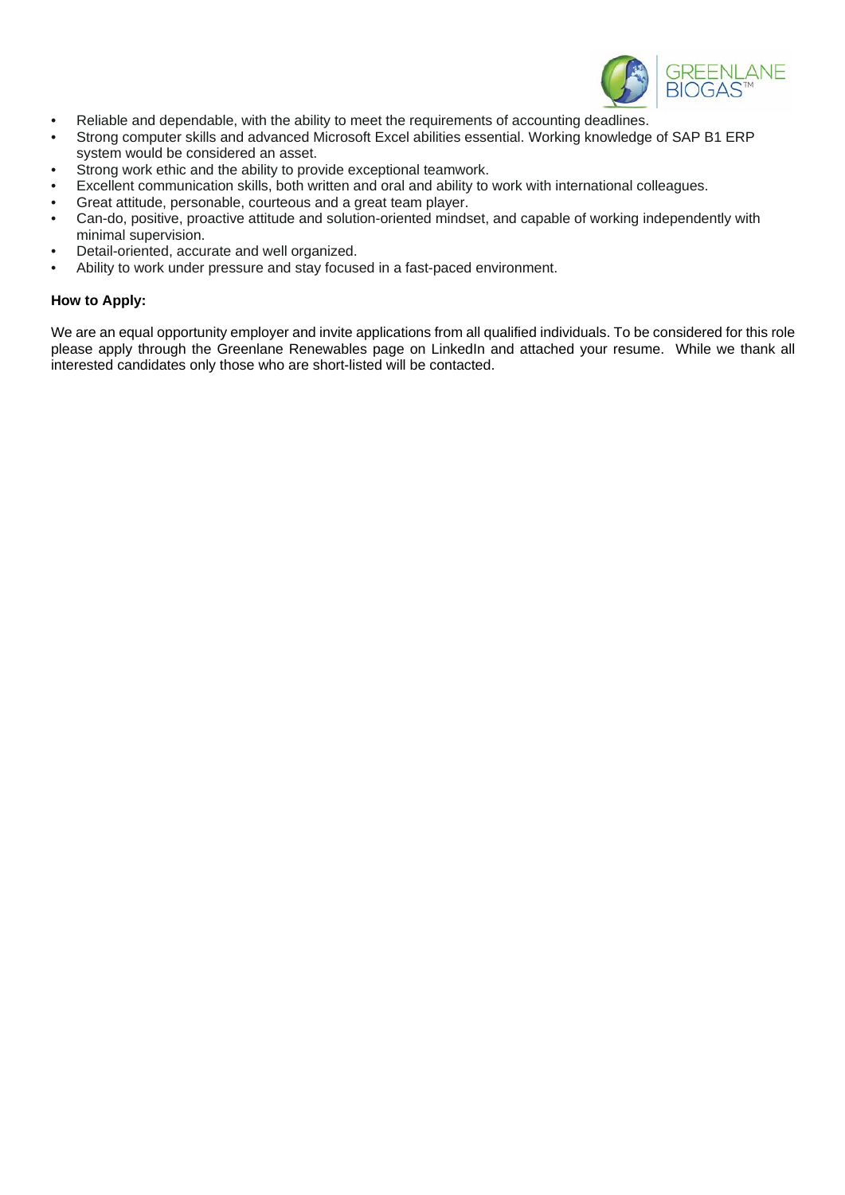- Reliable and dependable, with the ability to meet the requirements of accounting deadlines.
- Strong computer skills and advanced Microsoft Excel abilities essential. Working knowledge of SAP B1 ERP system would be considered an asset.
- Strong work ethic and the ability to provide exceptional teamwork.
- Excellent communication skills, both written and oral and ability to work with international colleagues.
- Great attitude, personable, courteous and a great team player.
- Can-do, positive, proactive attitude and solution-oriented mindset, and capable of working independently with minimal supervision.
- Detail-oriented, accurate and well organized.
- Ability to work under pressure and stay focused in a fast-paced environment.

**How to Apply:**

We are an equal opportunity employer and invite applications from all qualified individuals. To be considered for this role please apply through the Greenlane Renewables page on LinkedIn and attached your resume. While we thank all interested candidates only those who are short-listed will be contacted.